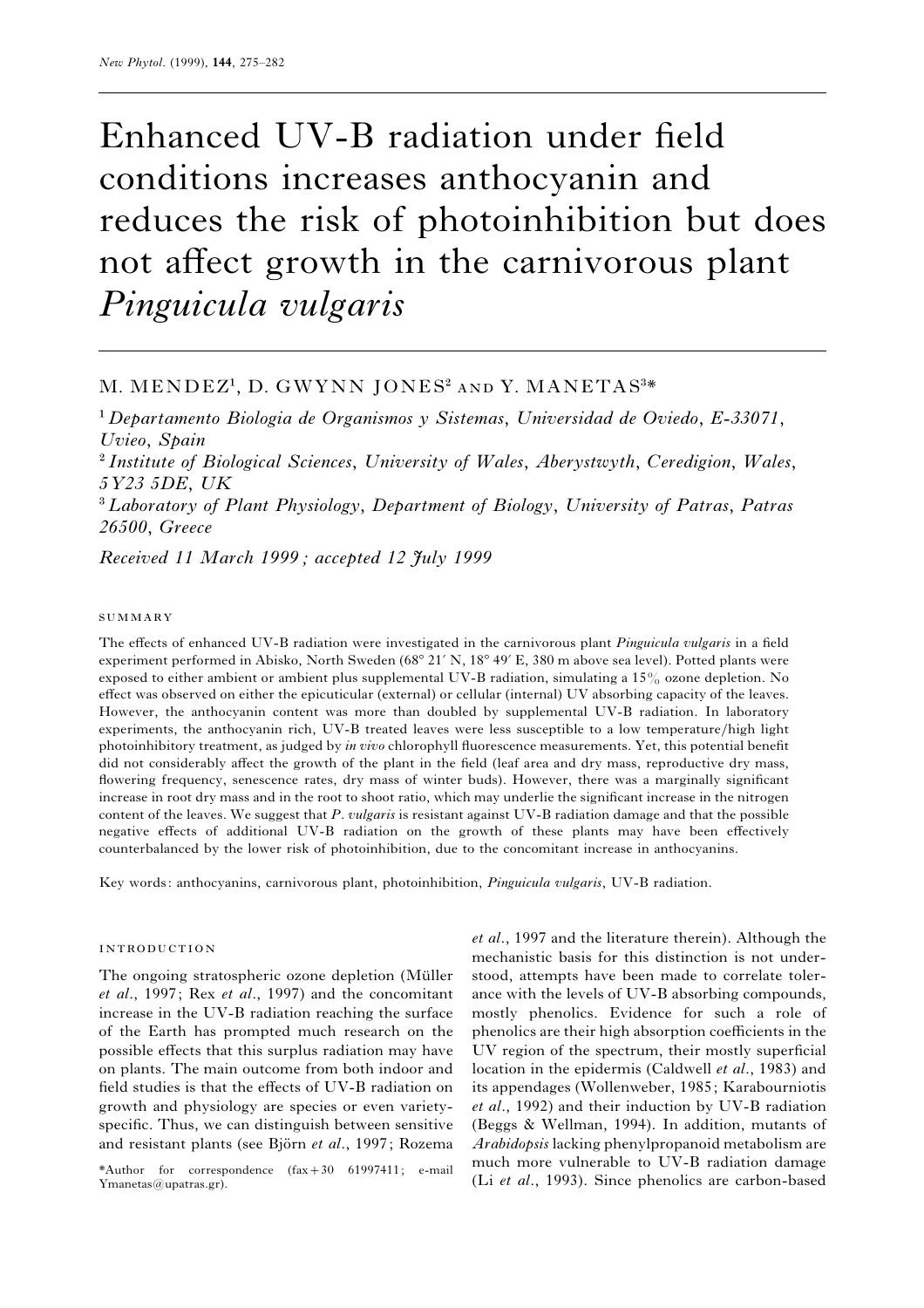# Enhanced UV-B radiation under field conditions increases anthocyanin and reduces the risk of photoinhibition but does not affect growth in the carnivorous plant *Pinguicula vulgaris*

M. MENDEZ[1], D. GWYNN JONES[2] AND Y. MANETAS[3]*

[1] *Departamento Biologia de Organismos y Sistemas, Universidad de Oviedo, E-33071, Uvieo, Spain*

[2] *Institute of Biological Sciences, University of Wales, Aberystwyth, Ceredigion, Wales, 5Y23 5DE, UK*

[3] *Laboratory of Plant Physiology, Department of Biology, University of Patras, Patras 26500, Greece*

*Received 11 March 1999; accepted 12 July 1999*

## SUMMARY

The effects of enhanced UV-B radiation were investigated in the carnivorous plant *Pinguicula vulgaris* in a field experiment performed in Abisko, North Sweden (68° 21′ N, 18° 49′ E, 380 m above sea level). Potted plants were exposed to either ambient or ambient plus supplemental UV-B radiation, simulating a 15% ozone depletion. No effect was observed on either the epicuticular (external) or cellular (internal) UV absorbing capacity of the leaves. However, the anthocyanin content was more than doubled by supplemental UV-B radiation. In laboratory experiments, the anthocyanin rich, UV-B treated leaves were less susceptible to a low temperature/high light photoinhibitory treatment, as judged by *in vivo* chlorophyll fluorescence measurements. Yet, this potential benefit did not considerably affect the growth of the plant in the field (leaf area and dry mass, reproductive dry mass, flowering frequency, senescence rates, dry mass of winter buds). However, there was a marginally significant increase in root dry mass and in the root to shoot ratio, which may underlie the significant increase in the nitrogen content of the leaves. We suggest that *P. vulgaris* is resistant against UV-B radiation damage and that the possible negative effects of additional UV-B radiation on the growth of these plants may have been effectively counterbalanced by the lower risk of photoinhibition, due to the concomitant increase in anthocyanins.

Key words: anthocyanins, carnivorous plant, photoinhibition, *Pinguicula vulgaris*, UV-B radiation.

## INTRODUCTION

The ongoing stratospheric ozone depletion (Müller *et al*., 1997; Rex *et al*., 1997) and the concomitant increase in the UV-B radiation reaching the surface of the Earth has prompted much research on the possible effects that this surplus radiation may have on plants. The main outcome from both indoor and field studies is that the effects of UV-B radiation on growth and physiology are species or even variety-specific. Thus, we can distinguish between sensitive and resistant plants (see Björn *et al*., 1997; Rozema *et al*., 1997 and the literature therein). Although the mechanistic basis for this distinction is not understood, attempts have been made to correlate tolerance with the levels of UV-B absorbing compounds, mostly phenolics. Evidence for such a role of phenolics are their high absorption coefficients in the UV region of the spectrum, their mostly superficial location in the epidermis (Caldwell *et al*., 1983) and its appendages (Wollenweber, 1985; Karabourniotis *et al*., 1992) and their induction by UV-B radiation (Beggs & Wellman, 1994). In addition, mutants of *Arabidopsis* lacking phenylpropanoid metabolism are much more vulnerable to UV-B radiation damage (Li *et al*., 1993). Since phenolics are carbon-based

*Author for correspondence (fax +30 61997411; e-mail Ymanetas@upatras.gr).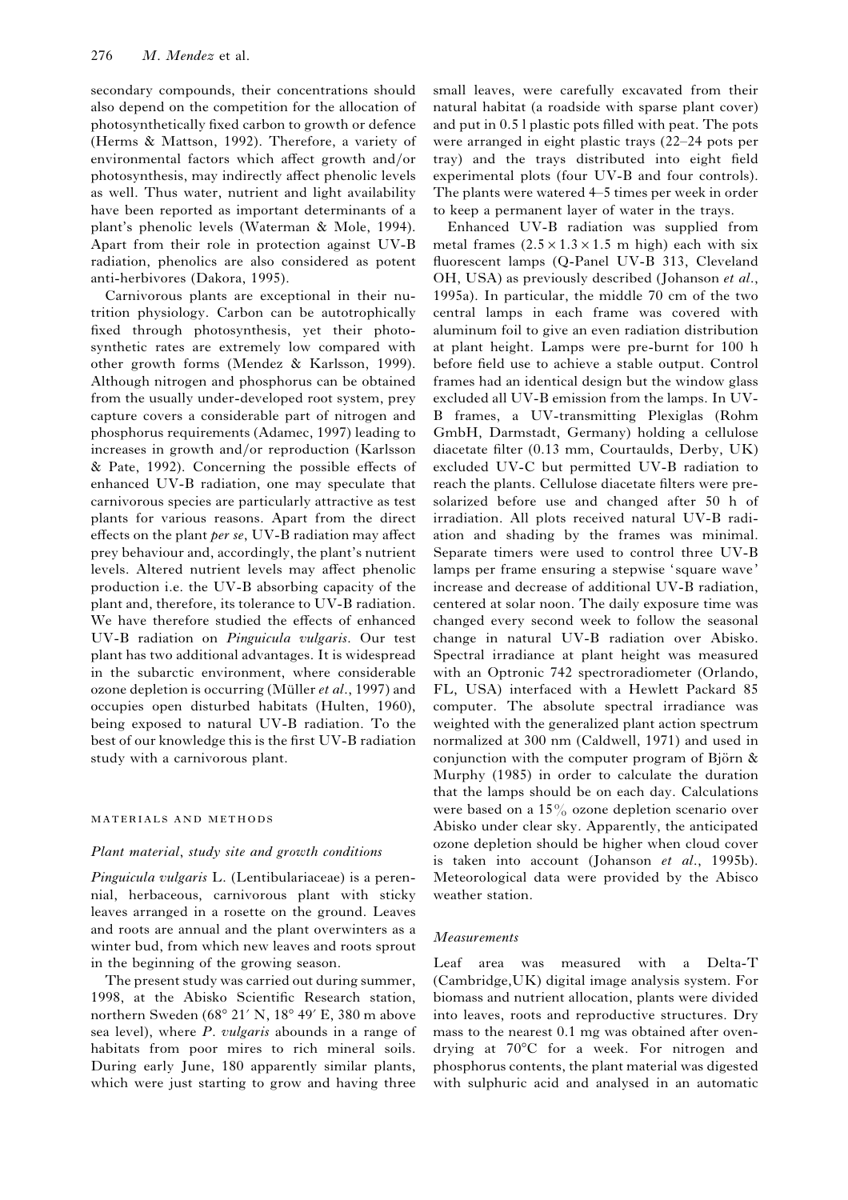secondary compounds, their concentrations should also depend on the competition for the allocation of photosynthetically fixed carbon to growth or defence (Herms & Mattson, 1992). Therefore, a variety of environmental factors which affect growth and/or photosynthesis, may indirectly affect phenolic levels as well. Thus water, nutrient and light availability have been reported as important determinants of a plant's phenolic levels (Waterman & Mole, 1994). Apart from their role in protection against UV-B radiation, phenolics are also considered as potent anti-herbivores (Dakora, 1995).

Carnivorous plants are exceptional in their nutrition physiology. Carbon can be autotrophically fixed through photosynthesis, yet their photosynthetic rates are extremely low compared with other growth forms (Mendez & Karlsson, 1999). Although nitrogen and phosphorus can be obtained from the usually under-developed root system, prey capture covers a considerable part of nitrogen and phosphorus requirements (Adamec, 1997) leading to increases in growth and/or reproduction (Karlsson & Pate, 1992). Concerning the possible effects of enhanced UV-B radiation, one may speculate that carnivorous species are particularly attractive as test plants for various reasons. Apart from the direct effects on the plant *per se*, UV-B radiation may affect prey behaviour and, accordingly, the plant's nutrient levels. Altered nutrient levels may affect phenolic production i.e. the UV-B absorbing capacity of the plant and, therefore, its tolerance to UV-B radiation. We have therefore studied the effects of enhanced UV-B radiation on *Pinguicula vulgaris*. Our test plant has two additional advantages. It is widespread in the subarctic environment, where considerable ozone depletion is occurring (Müller *et al.*, 1997) and occupies open disturbed habitats (Hulten, 1960), being exposed to natural UV-B radiation. To the best of our knowledge this is the first UV-B radiation study with a carnivorous plant.

## MATERIALS AND METHODS

### *Plant material, study site and growth conditions*

*Pinguicula vulgaris* L. (Lentibulariaceae) is a perennial, herbaceous, carnivorous plant with sticky leaves arranged in a rosette on the ground. Leaves and roots are annual and the plant overwinters as a winter bud, from which new leaves and roots sprout in the beginning of the growing season.

The present study was carried out during summer, 1998, at the Abisko Scientific Research station, northern Sweden (68° 21′ N, 18° 49′ E, 380 m above sea level), where *P. vulgaris* abounds in a range of habitats from poor mires to rich mineral soils. During early June, 180 apparently similar plants, which were just starting to grow and having three small leaves, were carefully excavated from their natural habitat (a roadside with sparse plant cover) and put in 0.5 l plastic pots filled with peat. The pots were arranged in eight plastic trays (22–24 pots per tray) and the trays distributed into eight field experimental plots (four UV-B and four controls). The plants were watered 4–5 times per week in order to keep a permanent layer of water in the trays.

Enhanced UV-B radiation was supplied from metal frames ($2.5 \times 1.3 \times 1.5$ m high) each with six fluorescent lamps (Q-Panel UV-B 313, Cleveland OH, USA) as previously described (Johanson *et al.*, 1995a). In particular, the middle 70 cm of the two central lamps in each frame was covered with aluminum foil to give an even radiation distribution at plant height. Lamps were pre-burnt for 100 h before field use to achieve a stable output. Control frames had an identical design but the window glass excluded all UV-B emission from the lamps. In UV-B frames, a UV-transmitting Plexiglas (Rohm GmbH, Darmstadt, Germany) holding a cellulose diacetate filter (0.13 mm, Courtaulds, Derby, UK) excluded UV-C but permitted UV-B radiation to reach the plants. Cellulose diacetate filters were pre-solarized before use and changed after 50 h of irradiation. All plots received natural UV-B radiation and shading by the frames was minimal. Separate timers were used to control three UV-B lamps per frame ensuring a stepwise 'square wave' increase and decrease of additional UV-B radiation, centered at solar noon. The daily exposure time was changed every second week to follow the seasonal change in natural UV-B radiation over Abisko. Spectral irradiance at plant height was measured with an Optronic 742 spectroradiometer (Orlando, FL, USA) interfaced with a Hewlett Packard 85 computer. The absolute spectral irradiance was weighted with the generalized plant action spectrum normalized at 300 nm (Caldwell, 1971) and used in conjunction with the computer program of Björn & Murphy (1985) in order to calculate the duration that the lamps should be on each day. Calculations were based on a 15% ozone depletion scenario over Abisko under clear sky. Apparently, the anticipated ozone depletion should be higher when cloud cover is taken into account (Johanson *et al.*, 1995b). Meteorological data were provided by the Abisco weather station.

### *Measurements*

Leaf area was measured with a Delta-T (Cambridge,UK) digital image analysis system. For biomass and nutrient allocation, plants were divided into leaves, roots and reproductive structures. Dry mass to the nearest 0.1 mg was obtained after oven-drying at 70°C for a week. For nitrogen and phosphorus contents, the plant material was digested with sulphuric acid and analysed in an automatic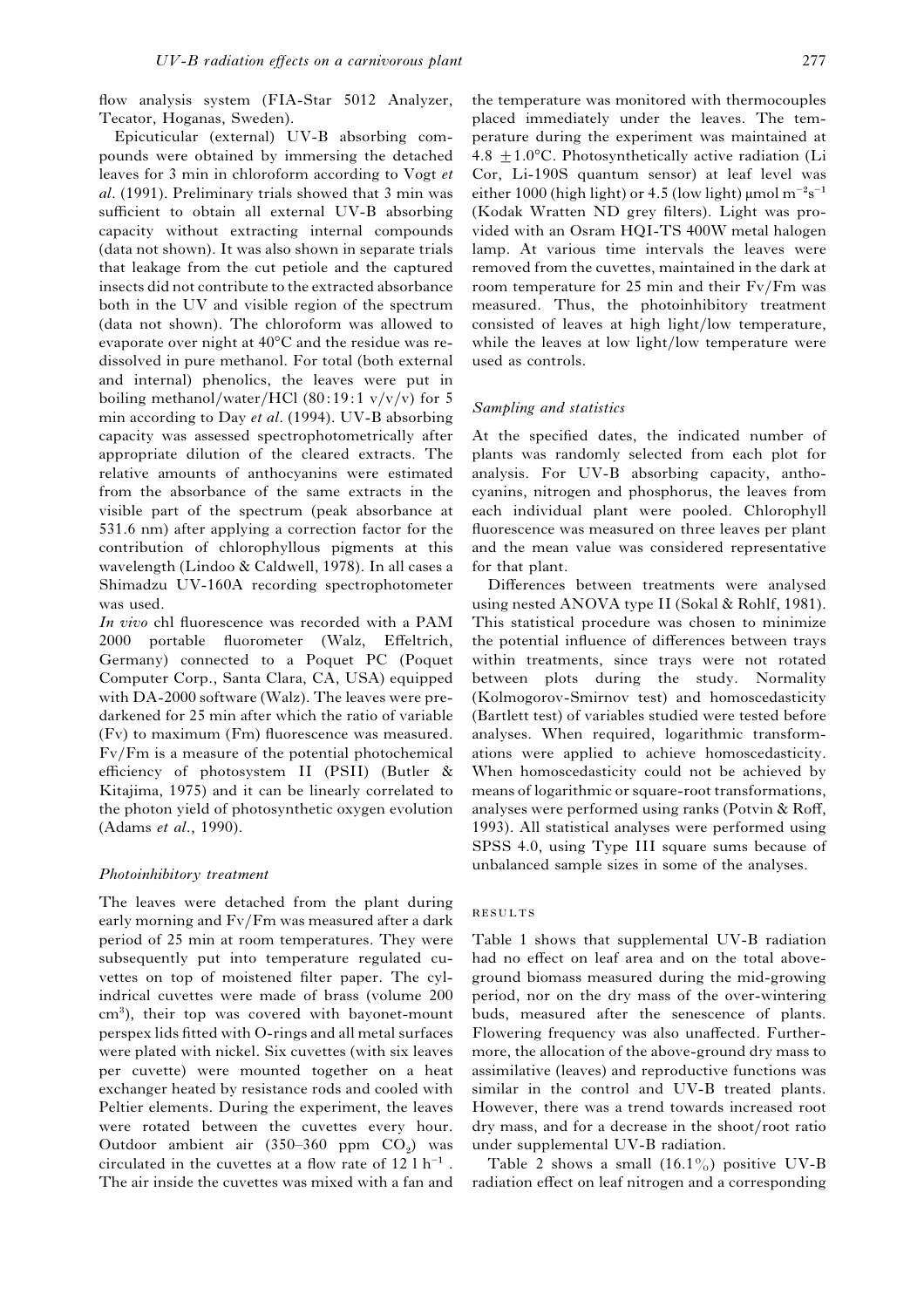flow analysis system (FIA-Star 5012 Analyzer, Tecator, Hoganas, Sweden).

Epicuticular (external) UV-B absorbing compounds were obtained by immersing the detached leaves for 3 min in chloroform according to Vogt *et al*. (1991). Preliminary trials showed that 3 min was sufficient to obtain all external UV-B absorbing capacity without extracting internal compounds (data not shown). It was also shown in separate trials that leakage from the cut petiole and the captured insects did not contribute to the extracted absorbance both in the UV and visible region of the spectrum (data not shown). The chloroform was allowed to evaporate over night at 40°C and the residue was re-dissolved in pure methanol. For total (both external and internal) phenolics, the leaves were put in boiling methanol/water/HCl (80:19:1 v/v/v) for 5 min according to Day *et al*. (1994). UV-B absorbing capacity was assessed spectrophotometrically after appropriate dilution of the cleared extracts. The relative amounts of anthocyanins were estimated from the absorbance of the same extracts in the visible part of the spectrum (peak absorbance at 531.6 nm) after applying a correction factor for the contribution of chlorophyllous pigments at this wavelength (Lindoo & Caldwell, 1978). In all cases a Shimadzu UV-160A recording spectrophotometer was used.

*In vivo* chl fluorescence was recorded with a PAM 2000 portable fluorometer (Walz, Effeltrich, Germany) connected to a Poquet PC (Poquet Computer Corp., Santa Clara, CA, USA) equipped with DA-2000 software (Walz). The leaves were predarkened for 25 min after which the ratio of variable (Fv) to maximum (Fm) fluorescence was measured. Fv/Fm is a measure of the potential photochemical efficiency of photosystem II (PSII) (Butler & Kitajima, 1975) and it can be linearly correlated to the photon yield of photosynthetic oxygen evolution (Adams *et al*., 1990).

### *Photoinhibitory treatment*

The leaves were detached from the plant during early morning and Fv/Fm was measured after a dark period of 25 min at room temperatures. They were subsequently put into temperature regulated cuvettes on top of moistened filter paper. The cylindrical cuvettes were made of brass (volume 200 $cm^3$), their top was covered with bayonet-mount perspex lids fitted with O-rings and all metal surfaces were plated with nickel. Six cuvettes (with six leaves per cuvette) were mounted together on a heat exchanger heated by resistance rods and cooled with Peltier elements. During the experiment, the leaves were rotated between the cuvettes every hour. Outdoor ambient air (350–360 ppm $CO_2$) was circulated in the cuvettes at a flow rate of 12 l $h^{-1}$. The air inside the cuvettes was mixed with a fan and the temperature was monitored with thermocouples placed immediately under the leaves. The temperature during the experiment was maintained at $4.8 \pm 1.0$°C. Photosynthetically active radiation (Li Cor, Li-190S quantum sensor) at leaf level was either 1000 (high light) or 4.5 (low light) μmol $m^{-2}s^{-1}$ (Kodak Wratten ND grey filters). Light was provided with an Osram HQI-TS 400W metal halogen lamp. At various time intervals the leaves were removed from the cuvettes, maintained in the dark at room temperature for 25 min and their Fv/Fm was measured. Thus, the photoinhibitory treatment consisted of leaves at high light/low temperature, while the leaves at low light/low temperature were used as controls.

### *Sampling and statistics*

At the specified dates, the indicated number of plants was randomly selected from each plot for analysis. For UV-B absorbing capacity, anthocyanins, nitrogen and phosphorus, the leaves from each individual plant were pooled. Chlorophyll fluorescence was measured on three leaves per plant and the mean value was considered representative for that plant.

Differences between treatments were analysed using nested ANOVA type II (Sokal & Rohlf, 1981). This statistical procedure was chosen to minimize the potential influence of differences between trays within treatments, since trays were not rotated between plots during the study. Normality (Kolmogorov-Smirnov test) and homoscedasticity (Bartlett test) of variables studied were tested before analyses. When required, logarithmic transformations were applied to achieve homoscedasticity. When homoscedasticity could not be achieved by means of logarithmic or square-root transformations, analyses were performed using ranks (Potvin & Roff, 1993). All statistical analyses were performed using SPSS 4.0, using Type III square sums because of unbalanced sample sizes in some of the analyses.

## RESULTS

Table 1 shows that supplemental UV-B radiation had no effect on leaf area and on the total above-ground biomass measured during the mid-growing period, nor on the dry mass of the over-wintering buds, measured after the senescence of plants. Flowering frequency was also unaffected. Furthermore, the allocation of the above-ground dry mass to assimilative (leaves) and reproductive functions was similar in the control and UV-B treated plants. However, there was a trend towards increased root dry mass, and for a decrease in the shoot/root ratio under supplemental UV-B radiation.

Table 2 shows a small (16.1%) positive UV-B radiation effect on leaf nitrogen and a corresponding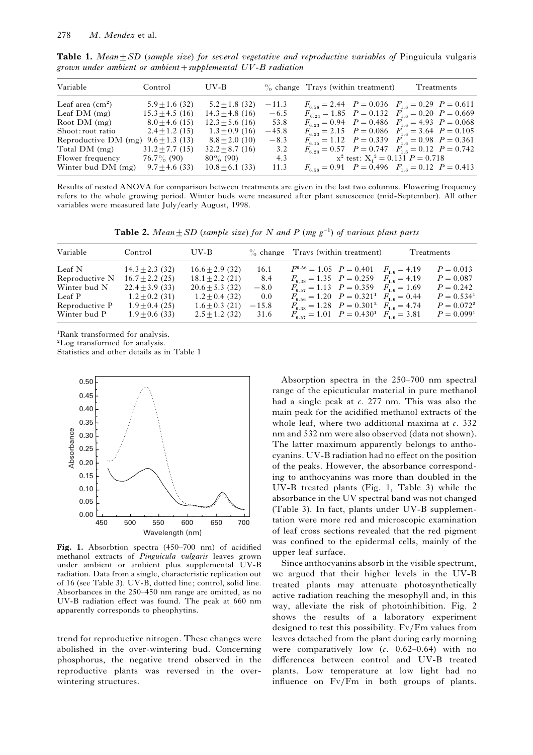**Table 1.** *Mean ± SD (sample size) for several vegetative and reproductive variables of* Pinguicula vulgaris *grown under ambient or ambient + supplemental UV-B radiation*

| Variable | Control | UV-B | % change | Trays (within treatment) | Treatments |
|---|---|---|---|---|---|
| Leaf area ($cm^2$) | 5.9 ± 1.6 (32) | 5.2 ± 1.8 (32) | −11.3 | $F_{6,56} = 2.44$ $P = 0.036$ | $F_{1,6} = 0.29$ $P = 0.611$ |
| Leaf DM (mg) | 15.3 ± 4.5 (16) | 14.3 ± 4.8 (16) | −6.5 | $F_{6,24} = 1.85$ $P = 0.132$ | $F_{1,6} = 0.20$ $P = 0.669$ |
| Root DM (mg) | 8.0 ± 4.6 (15) | 12.3 ± 5.6 (16) | 53.8 | $F_{6,23} = 0.94$ $P = 0.486$ | $F_{1,6} = 4.93$ $P = 0.068$ |
| Shoot:root ratio | 2.4 ± 1.2 (15) | 1.3 ± 0.9 (16) | −45.8 | $F_{6,23} = 2.15$ $P = 0.086$ | $F_{1,6} = 3.64$ $P = 0.105$ |
| Reproductive DM (mg) | 9.6 ± 1.3 (13) | 8.8 ± 2.0 (10) | −8.3 | $F_{6,15} = 1.12$ $P = 0.339$ | $F_{1,6} = 0.98$ $P = 0.361$ |
| Total DM (mg) | 31.2 ± 7.7 (15) | 32.2 ± 8.7 (16) | 3.2 | $F_{6,23} = 0.57$ $P = 0.747$ | $F_{1,6} = 0.12$ $P = 0.742$ |
| Flower frequency | 76.7% (90) | 80% (90) | 4.3 | $x^2$ test: $X_1^2 = 0.131$ $P = 0.718$ | |
| Winter bud DM (mg) | 9.7 ± 4.6 (33) | 10.8 ± 6.1 (33) | 11.3 | $F_{6,58} = 0.91$ $P = 0.496$ | $F_{1,6} = 0.12$ $P = 0.413$ |

Results of nested ANOVA for comparison between treatments are given in the last two columns. Flowering frequency refers to the whole growing period. Winter buds were measured after plant senescence (mid-September). All other variables were measured late July/early August, 1998.

**Table 2.** *Mean ± SD (sample size) for N and P (mg $g^{-1}$) of various plant parts*

| Variable | Control | UV-B | % change | Trays (within treatment) | Treatments |
|---|---|---|---|---|---|
| Leaf N | 14.3 ± 2.3 (32) | 16.6 ± 2.9 (32) | 16.1 | $F^{6,56} = 1.05$ $P = 0.401$ | $F_{1,6} = 4.19$ $P = 0.013$ |
| Reproductive N | 16.7 ± 2.2 (25) | 18.1 ± 2.2 (21) | 8.4 | $F_{6,38} = 1.35$ $P = 0.259$ | $F_{1,6} = 4.19$ $P = 0.087$ |
| Winter bud N | 22.4 ± 3.9 (33) | 20.6 ± 5.3 (32) | −8.0 | $F_{6,57} = 1.13$ $P = 0.359$ | $F_{1,6} = 1.69$ $P = 0.242$ |
| Leaf P | 1.2 ± 0.2 (31) | 1.2 ± 0.4 (32) | 0.0 | $F_{6,56} = 1.20$ $P = 0.321$[1] | $F_{1,6} = 0.44$ $P = 0.534$[1] |
| Reproductive P | 1.9 ± 0.4 (25) | 1.6 ± 0.3 (21) | −15.8 | $F_{6,38} = 1.28$ $P = 0.301$[2] | $F_{1,6} = 4.74$ $P = 0.072$[2] |
| Winter bud P | 1.9 ± 0.6 (33) | 2.5 ± 1.2 (32) | 31.6 | $F_{6,57} = 1.01$ $P = 0.430$[1] | $F_{1,6} = 3.81$ $P = 0.099$[1] |

[1]Rank transformed for analysis.
[2]Log transformed for analysis.
Statistics and other details as in Table 1

**Fig. 1.** Absorbtion spectra (450–700 nm) of acidified methanol extracts of *Pinguicula vulgaris* leaves grown under ambient or ambient plus supplemental UV-B radiation. Data from a single, characteristic replication out of 16 (see Table 3). UV-B, dotted line; control, solid line. Absorbances in the 250–450 nm range are omitted, as no UV-B radiation effect was found. The peak at 660 nm apparently corresponds to pheophytins.

trend for reproductive nitrogen. These changes were abolished in the over-wintering bud. Concerning phosphorus, the negative trend observed in the reproductive plants was reversed in the over-wintering structures.

Absorption spectra in the 250–700 nm spectral range of the epicuticular material in pure methanol had a single peak at *c*. 277 nm. This was also the main peak for the acidified methanol extracts of the whole leaf, where two additional maxima at *c*. 332 nm and 532 nm were also observed (data not shown). The latter maximum apparently belongs to anthocyanins. UV-B radiation had no effect on the position of the peaks. However, the absorbance corresponding to anthocyanins was more than doubled in the UV-B treated plants (Fig. 1, Table 3) while the absorbance in the UV spectral band was not changed (Table 3). In fact, plants under UV-B supplementation were more red and microscopic examination of leaf cross sections revealed that the red pigment was confined to the epidermal cells, mainly of the upper leaf surface.

Since anthocyanins absorb in the visible spectrum, we argued that their higher levels in the UV-B treated plants may attenuate photosynthetically active radiation reaching the mesophyll and, in this way, alleviate the risk of photoinhibition. Fig. 2 shows the results of a laboratory experiment designed to test this possibility. Fv/Fm values from leaves detached from the plant during early morning were comparatively low (*c*. 0.62–0.64) with no differences between control and UV-B treated plants. Low temperature at low light had no influence on Fv/Fm in both groups of plants.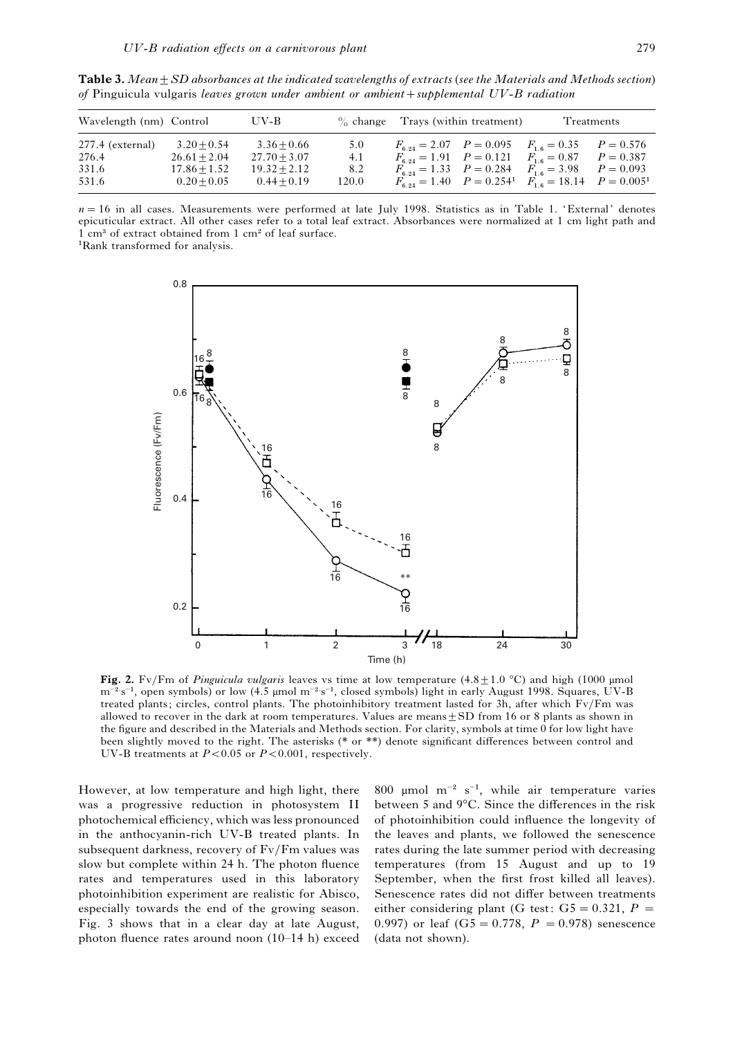**Table 3.** *Mean ± SD absorbances at the indicated wavelengths of extracts (see the Materials and Methods section) of* Pinguicula vulgaris *leaves grown under ambient or ambient + supplemental UV-B radiation*

| Wavelength (nm) | Control | UV-B | % change | Trays (within treatment) | | Treatments | |
|---|---|---|---|---|---|---|---|
| 277.4 (external) | 3.20 ± 0.54 | 3.36 ± 0.66 | 5.0 | $F_{6,24} = 2.07$ | $P = 0.095$ | $F_{1,6} = 0.35$ | $P = 0.576$ |
| 276.4 | 26.61 ± 2.04 | 27.70 ± 3.07 | 4.1 | $F_{6,24} = 1.91$ | $P = 0.121$ | $F_{1,6} = 0.87$ | $P = 0.387$ |
| 331.6 | 17.86 ± 1.52 | 19.32 ± 2.12 | 8.2 | $F_{6,24} = 1.33$ | $P = 0.284$ | $F_{1,6} = 3.98$ | $P = 0.093$ |
| 531.6 | 0.20 ± 0.05 | 0.44 ± 0.19 | 120.0 | $F_{6,24} = 1.40$ | $P = 0.254$[1] | $F_{1,6} = 18.14$ | $P = 0.005$[1] |

$n = 16$ in all cases. Measurements were performed at late July 1998. Statistics as in Table 1. 'External' denotes epicuticular extract. All other cases refer to a total leaf extract. Absorbances were normalized at 1 cm light path and 1 $cm^3$ of extract obtained from 1 $cm^2$ of leaf surface.
[1]Rank transformed for analysis.

**Fig. 2.** Fv/Fm of *Pinguicula vulgaris* leaves vs time at low temperature (4.8 ± 1.0 °C) and high (1000 µmol $m^{-2}$ $s^{-1}$, open symbols) or low (4.5 µmol $m^{-2}$ $s^{-1}$, closed symbols) light in early August 1998. Squares, UV-B treated plants; circles, control plants. The photoinhibitory treatment lasted for 3h, after which Fv/Fm was allowed to recover in the dark at room temperatures. Values are means ± SD from 16 or 8 plants as shown in the figure and described in the Materials and Methods section. For clarity, symbols at time 0 for low light have been slightly moved to the right. The asterisks (* or **) denote significant differences between control and UV-B treatments at $P < 0.05$ or $P < 0.001$, respectively.

However, at low temperature and high light, there was a progressive reduction in photosystem II photochemical efficiency, which was less pronounced in the anthocyanin-rich UV-B treated plants. In subsequent darkness, recovery of Fv/Fm values was slow but complete within 24 h. The photon fluence rates and temperatures used in this laboratory photoinhibition experiment are realistic for Abisco, especially towards the end of the growing season. Fig. 3 shows that in a clear day at late August, photon fluence rates around noon (10–14 h) exceed 800 µmol $m^{-2}$ $s^{-1}$, while air temperature varies between 5 and 9°C. Since the differences in the risk of photoinhibition could influence the longevity of the leaves and plants, we followed the senescence rates during the late summer period with decreasing temperatures (from 15 August and up to 19 September, when the first frost killed all leaves). Senescence rates did not differ between treatments either considering plant (G test: $G5 = 0.321$, $P = 0.997$) or leaf ($G5 = 0.778$, $P = 0.978$) senescence (data not shown).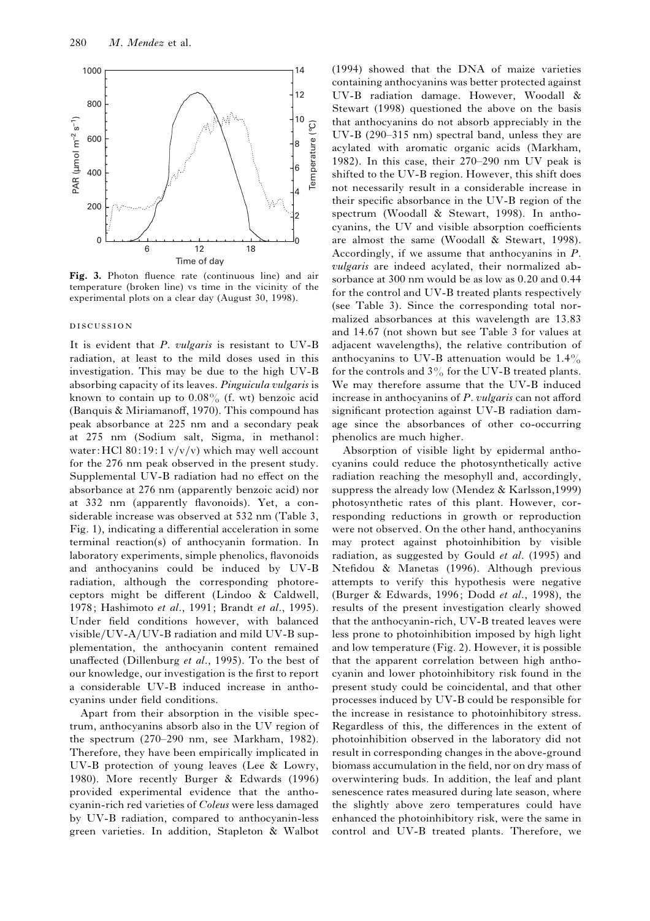Fig. 3. Photon fluence rate (continuous line) and air temperature (broken line) vs time in the vicinity of the experimental plots on a clear day (August 30, 1998).

## DISCUSSION

It is evident that *P. vulgaris* is resistant to UV-B radiation, at least to the mild doses used in this investigation. This may be due to the high UV-B absorbing capacity of its leaves. *Pinguicula vulgaris* is known to contain up to 0.08% (f. wt) benzoic acid (Banquis & Miriamanoff, 1970). This compound has peak absorbance at 225 nm and a secondary peak at 275 nm (Sodium salt, Sigma, in methanol: water: HCl 80:19:1 v/v/v) which may well account for the 276 nm peak observed in the present study. Supplemental UV-B radiation had no effect on the absorbance at 276 nm (apparently benzoic acid) nor at 332 nm (apparently flavonoids). Yet, a considerable increase was observed at 532 nm (Table 3, Fig. 1), indicating a differential acceleration in some terminal reaction(s) of anthocyanin formation. In laboratory experiments, simple phenolics, flavonoids and anthocyanins could be induced by UV-B radiation, although the corresponding photoreceptors might be different (Lindoo & Caldwell, 1978; Hashimoto *et al.*, 1991; Brandt *et al.*, 1995). Under field conditions however, with balanced visible/UV-A/UV-B radiation and mild UV-B supplementation, the anthocyanin content remained unaffected (Dillenburg *et al.*, 1995). To the best of our knowledge, our investigation is the first to report a considerable UV-B induced increase in anthocyanins under field conditions.

Apart from their absorption in the visible spectrum, anthocyanins absorb also in the UV region of the spectrum (270–290 nm, see Markham, 1982). Therefore, they have been empirically implicated in UV-B protection of young leaves (Lee & Lowry, 1980). More recently Burger & Edwards (1996) provided experimental evidence that the anthocyanin-rich red varieties of *Coleus* were less damaged by UV-B radiation, compared to anthocyanin-less green varieties. In addition, Stapleton & Walbot (1994) showed that the DNA of maize varieties containing anthocyanins was better protected against UV-B radiation damage. However, Woodall & Stewart (1998) questioned the above on the basis that anthocyanins do not absorb appreciably in the UV-B (290–315 nm) spectral band, unless they are acylated with aromatic organic acids (Markham, 1982). In this case, their 270–290 nm UV peak is shifted to the UV-B region. However, this shift does not necessarily result in a considerable increase in their specific absorbance in the UV-B region of the spectrum (Woodall & Stewart, 1998). In anthocyanins, the UV and visible absorption coefficients are almost the same (Woodall & Stewart, 1998). Accordingly, if we assume that anthocyanins in *P. vulgaris* are indeed acylated, their normalized absorbance at 300 nm would be as low as 0.20 and 0.44 for the control and UV-B treated plants respectively (see Table 3). Since the corresponding total normalized absorbances at this wavelength are 13.83 and 14.67 (not shown but see Table 3 for values at adjacent wavelengths), the relative contribution of anthocyanins to UV-B attenuation would be 1.4% for the controls and 3% for the UV-B treated plants. We may therefore assume that the UV-B induced increase in anthocyanins of *P. vulgaris* can not afford significant protection against UV-B radiation damage since the absorbances of other co-occurring phenolics are much higher.

Absorption of visible light by epidermal anthocyanins could reduce the photosynthetically active radiation reaching the mesophyll and, accordingly, suppress the already low (Mendez & Karlsson, 1999) photosynthetic rates of this plant. However, corresponding reductions in growth or reproduction were not observed. On the other hand, anthocyanins may protect against photoinhibition by visible radiation, as suggested by Gould *et al.* (1995) and Ntefidou & Manetas (1996). Although previous attempts to verify this hypothesis were negative (Burger & Edwards, 1996; Dodd *et al.*, 1998), the results of the present investigation clearly showed that the anthocyanin-rich, UV-B treated leaves were less prone to photoinhibition imposed by high light and low temperature (Fig. 2). However, it is possible that the apparent correlation between high anthocyanin and lower photoinhibitory risk found in the present study could be coincidental, and that other processes induced by UV-B could be responsible for the increase in resistance to photoinhibitory stress. Regardless of this, the differences in the extent of photoinhibition observed in the laboratory did not result in corresponding changes in the above-ground biomass accumulation in the field, nor on dry mass of overwintering buds. In addition, the leaf and plant senescence rates measured during late season, where the slightly above zero temperatures could have enhanced the photoinhibitory risk, were the same in control and UV-B treated plants. Therefore, we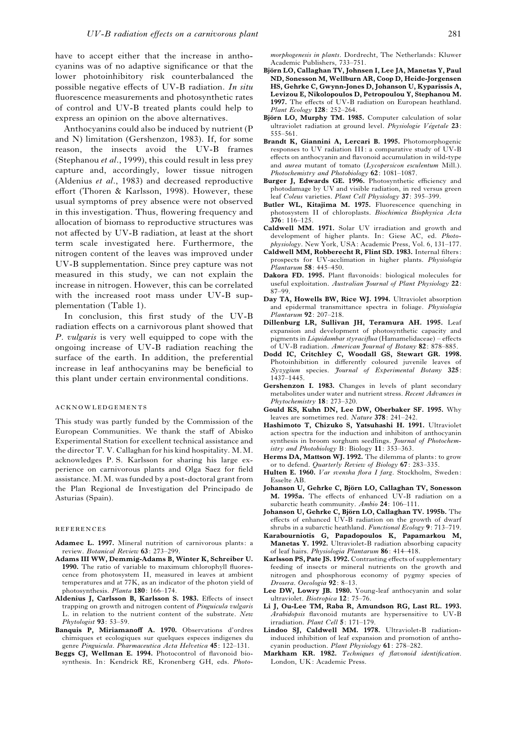have to accept either that the increase in anthocyanins was of no adaptive significance or that the lower photoinhibitory risk counterbalanced the possible negative effects of UV-B radiation. *In situ* fluorescence measurements and photosynthetic rates of control and UV-B treated plants could help to express an opinion on the above alternatives.

Anthocyanins could also be induced by nutrient (P and N) limitation (Gershenzon, 1983). If, for some reason, the insects avoid the UV-B frames (Stephanou *et al*., 1999), this could result in less prey capture and, accordingly, lower tissue nitrogen (Aldenius *et al*., 1983) and decreased reproductive effort (Thoren & Karlsson, 1998). However, these usual symptoms of prey absence were not observed in this investigation. Thus, flowering frequency and allocation of biomass to reproductive structures was not affected by UV-B radiation, at least at the short term scale investigated here. Furthermore, the nitrogen content of the leaves was improved under UV-B supplementation. Since prey capture was not measured in this study, we can not explain the increase in nitrogen. However, this can be correlated with the increased root mass under UV-B supplementation (Table 1).

In conclusion, this first study of the UV-B radiation effects on a carnivorous plant showed that *P. vulgaris* is very well equipped to cope with the ongoing increase of UV-B radiation reaching the surface of the earth. In addition, the preferential increase in leaf anthocyanins may be beneficial to this plant under certain environmental conditions.

## ACKNOWLEDGEMENTS

This study was partly funded by the Commission of the European Communities. We thank the staff of Abisko Experimental Station for excellent technical assistance and the director T. V. Callaghan for his kind hospitality. M. M. acknowledges P. S. Karlsson for sharing his large experience on carnivorous plants and Olga Saez for field assistance. M. M. was funded by a post-doctoral grant from the Plan Regional de Investigation del Principado de Asturias (Spain).

## REFERENCES

**Adamec L. 1997.** Mineral nutrition of carnivorous plants: a review. *Botanical Review* **63**: 273–299.

**Adams III WW, Demmig-Adams B, Winter K, Schreiber U. 1990.** The ratio of variable to maximum chlorophyll fluorescence from photosystem II, measured in leaves at ambient temperatures and at 77K, as an indicator of the photon yield of photosynthesis. *Planta* **180**: 166–174.

**Aldenius J, Carlsson B, Karlsson S. 1983.** Effects of insect trapping on growth and nitrogen content of *Pinguicula vulgaris* L. in relation to the nutrient content of the substrate. *New Phytologist* **93**: 53–59.

**Banquis P, Miriamanoff A. 1970.** Observations d'ordres chimiques et ecologiques sur quelques especes indigenes du genre *Pinguicula*. *Pharmaceutica Acta Helvetica* **45**: 122–131.

**Beggs CJ, Wellman E. 1994.** Photocontrol of flavonoid biosynthesis. In: Kendrick RE, Kronenberg GH, eds. *Photomorphogenesis in plants*. Dordrecht, The Netherlands: Kluwer Academic Publishers, 733–751.

**Björn LO, Callaghan TV, Johnsen I, Lee JA, Manetas Y, Paul ND, Sonesson M, Wellburn AR, Coop D, Heide-Jorgensen HS, Gehrke C, Gwynn-Jones D, Johanson U, Kyparissis A, Levizou E, Nikolopoulos D, Petropoulou Y, Stephanou M. 1997.** The effects of UV-B radiation on European heathland. *Plant Ecology* **128**: 252–264.

**Björn LO, Murphy TM. 1985.** Computer calculation of solar ultraviolet radiation at ground level. *Physiologie Végetale* **23**: 555–561.

**Brandt K, Giannini A, Lercari B. 1995.** Photomorphogenic responses to UV radiation III: a comparative study of UV-B effects on anthocyanin and flavonoid accumulation in wild-type and *aurea* mutant of tomato (*Lycopersicon esculentum* Mill.). *Photochemistry and Photobiology* **62**: 1081–1087.

**Burger J, Edwards GE. 1996.** Photosynthetic efficiency and photodamage by UV and visible radiation, in red versus green leaf *Coleus* varieties. *Plant Cell Physiology* **37**: 395–399.

**Butler WL, Kitajima M. 1975.** Fluorescence quenching in photosystem II of chloroplasts. *Biochimica Biophysica Acta* **376**: 116–125.

**Caldwell MM. 1971.** Solar UV irradiation and growth and development of higher plants. In: Giese AC, ed. *Photophysiology*. New York, USA: Academic Press, Vol. 6, 131–177.

**Caldwell MM, Robberecht R, Flint SD. 1983.** Internal filters: prospects for UV-acclimation in higher plants. *Physiologia Plantarum* **58**: 445–450.

**Dakora FD. 1995.** Plant flavonoids: biological molecules for useful exploitation. *Australian Journal of Plant Physiology* **22**: 87–99.

**Day TA, Howells BW, Rice WJ. 1994.** Ultraviolet absorption and epidermal transmittance spectra in foliage. *Physiologia Plantarum* **92**: 207–218.

**Dillenburg LR, Sullivan JH, Teramura AH. 1995.** Leaf expansion and development of photosynthetic capacity and pigments in *Liquidambar styraciflua* (Hamamelidaceae) – effects of UV-B radiation. *American Journal of Botany* **82**: 878–885.

**Dodd IC, Critchley C, Woodall GS, Stewart GR. 1998.** Photoinhibition in differently coloured juvenile leaves of *Syzygium* species. *Journal of Experimental Botany* **325**: 1437–1445.

**Gershenzon I. 1983.** Changes in levels of plant secondary metabolites under water and nutrient stress. *Recent Advances in Phytochemistry* **18**: 273–320.

**Gould KS, Kuhn DN, Lee DW, Oberbaker SF. 1995.** Why leaves are sometimes red. *Nature* **378**: 241–242.

**Hashimoto T, Chizuko S, Yatsuhashi H. 1991.** Ultraviolet action spectra for the induction and inhibiton of anthocyanin synthesis in broom sorghum seedlings. *Journal of Photochemistry and Photobiology* B: Biology **11**: 353–363.

**Herms DA, Mattson WJ. 1992.** The dilemma of plants: to grow or to defend. *Quarterly Review of Biology* **67**: 283–335.

**Hulten E. 1960.** *Var svenska flora I farg*. Stockholm, Sweden: Esselte AB.

**Johanson U, Gehrke C, Björn LO, Callaghan TV, Sonesson M. 1995a.** The effects of enhanced UV-B radiation on a subarctic heath community. *Ambio* **24**: 106–111.

**Johanson U, Gehrke C, Björn LO, Callaghan TV. 1995b.** The effects of enhanced UV-B radiation on the growth of dwarf shrubs in a subarctic heathland. *Functional Ecology* **9**: 713–719.

**Karabourniotis G, Papadopoulos K, Papamarkou M, Manetas Y. 1992.** Ultraviolet-B radiation absorbing capacity of leaf hairs. *Physiologia Plantarum* **86**: 414–418.

**Karlsson PS, Pate JS. 1992.** Contrasting effects of supplementary feeding of insects or mineral nutrients on the growth and nitrogen and phosphorous economy of pygmy species of *Drosera*. *Oecologia* **92**: 8–13.

**Lee DW, Lowry JB. 1980.** Young-leaf anthocyanin and solar ultraviolet. *Biotropica* **12**: 75–76.

**Li J, Ou-Lee TM, Raba R, Amundson RG, Last RL. 1993.** *Arabidopsis* flavonoid mutants are hypersensitive to UV-B irradiation. *Plant Cell* **5**: 171–179.

**Lindoo SJ, Caldwell MM. 1978.** Ultraviolet-B radiation-induced inhibition of leaf expansion and promotion of anthocyanin production. *Plant Physiology* **61**: 278–282.

**Markham KR. 1982.** *Techniques of flavonoid identification*. London, UK: Academic Press.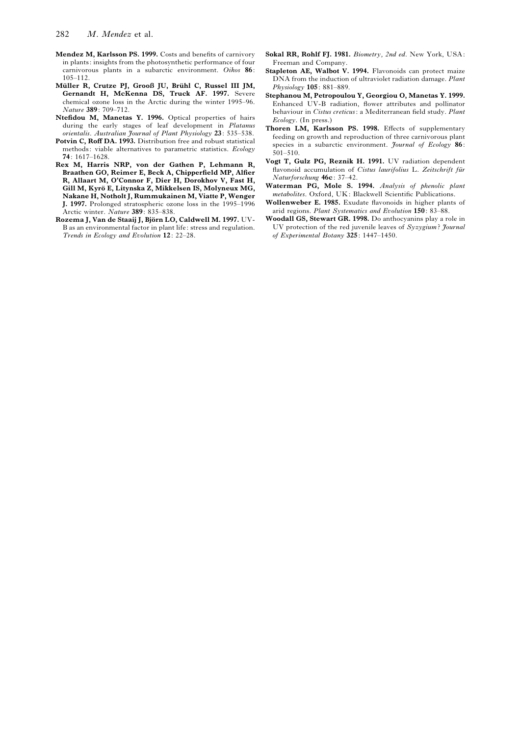**Mendez M, Karlsson PS. 1999.** Costs and benefits of carnivory in plants: insights from the photosynthetic performance of four carnivorous plants in a subarctic environment. *Oikos* **86**: 105–112.

**Müller R, Crutze PJ, Grooß JU, Brühl C, Russel III JM, Gernandt H, McKenna DS, Truck AF. 1997.** Severe chemical ozone loss in the Arctic during the winter 1995–96. *Nature* **389**: 709–712.

**Ntefidou M, Manetas Y. 1996.** Optical properties of hairs during the early stages of leaf development in *Platanus orientalis*. *Australian Journal of Plant Physiology* **23**: 535–538.

**Potvin C, Roff DA. 1993.** Distribution free and robust statistical methods: viable alternatives to parametric statistics. *Ecology* **74**: 1617–1628.

**Rex M, Harris NRP, von der Gathen P, Lehmann R, Braathen GO, Reimer E, Beck A, Chipperfield MP, Alfier R, Allaart M, O'Connor F, Dier H, Dorokhov V, Fast H, Gill M, Kyrö E, Litynska Z, Mikkelsen IS, Molyneux MG, Nakane H, Notholt J, Rummukainen M, Viatte P, Wenger J. 1997.** Prolonged stratospheric ozone loss in the 1995–1996 Arctic winter. *Nature* **389**: 835–838.

**Rozema J, Van de Staaij J, Björn LO, Caldwell M. 1997.** UV-B as an environmental factor in plant life: stress and regulation. *Trends in Ecology and Evolution* **12**: 22–28.

**Sokal RR, Rohlf FJ. 1981.** *Biometry, 2nd ed.* New York, USA: Freeman and Company.

**Stapleton AE, Walbot V. 1994.** Flavonoids can protect maize DNA from the induction of ultraviolet radiation damage. *Plant Physiology* **105**: 881–889.

**Stephanou M, Petropoulou Y, Georgiou O, Manetas Y. 1999.** Enhanced UV-B radiation, flower attributes and pollinator behaviour in *Cistus creticus*: a Mediterranean field study. *Plant Ecology*. (In press.)

**Thoren LM, Karlsson PS. 1998.** Effects of supplementary feeding on growth and reproduction of three carnivorous plant species in a subarctic environment. *Journal of Ecology* **86**: 501–510.

**Vogt T, Gulz PG, Reznik H. 1991.** UV radiation dependent flavonoid accumulation of *Cistus laurifolius* L. *Zeitschrift für Naturforschung* **46c**: 37–42.

**Waterman PG, Mole S. 1994.** *Analysis of phenolic plant metabolites.* Oxford, UK: Blackwell Scientific Publications.

**Wollenweber E. 1985.** Exudate flavonoids in higher plants of arid regions. *Plant Systematics and Evolution* **150**: 83–88.

**Woodall GS, Stewart GR. 1998.** Do anthocyanins play a role in UV protection of the red juvenile leaves of *Syzygium*? *Journal of Experimental Botany* **325**: 1447–1450.